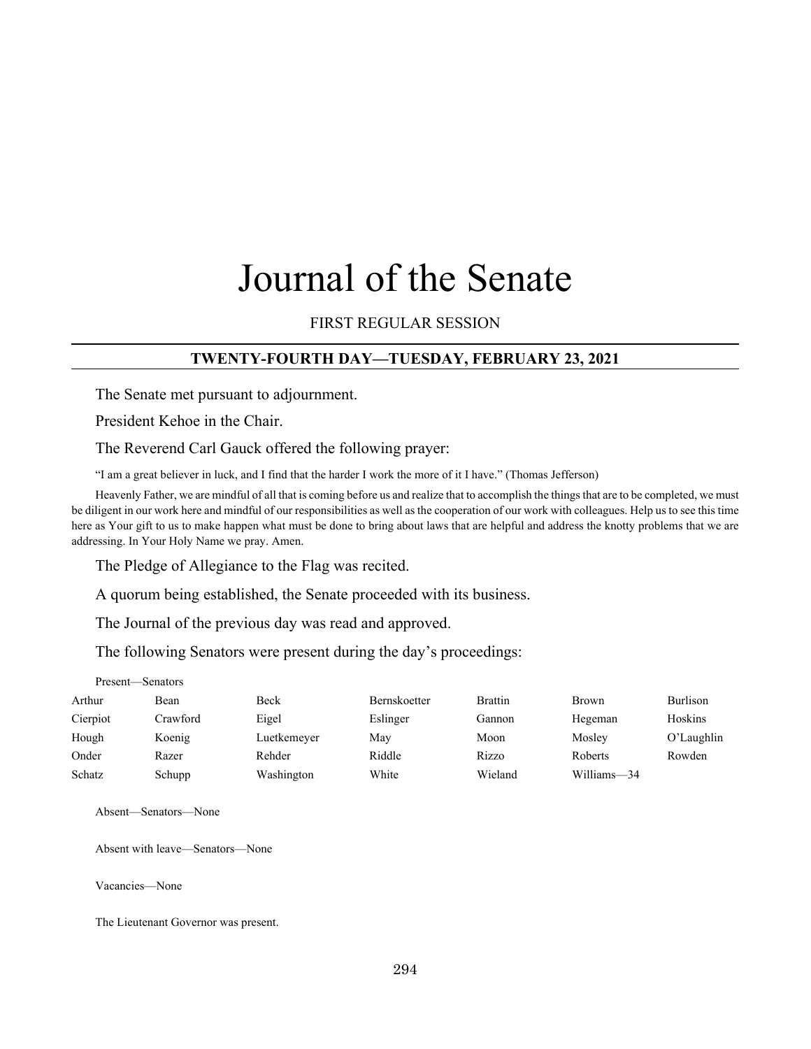# Journal of the Senate

FIRST REGULAR SESSION

## TWENTY-FOURTH DAY—TUESDAY, FEBRUARY 23, 2021

The Senate met pursuant to adjournment.

President Kehoe in the Chair.

The Reverend Carl Gauck offered the following prayer:

"I am a great believer in luck, and I find that the harder I work the more of it I have." (Thomas Jefferson)

Heavenly Father, we are mindful of all that is coming before us and realize that to accomplish the things that are to be completed, we must be diligent in our work here and mindful of our responsibilities as well as the cooperation of our work with colleagues. Help us to see this time here as Your gift to us to make happen what must be done to bring about laws that are helpful and address the knotty problems that we are addressing. In Your Holy Name we pray. Amen.

The Pledge of Allegiance to the Flag was recited.

A quorum being established, the Senate proceeded with its business.

The Journal of the previous day was read and approved.

The following Senators were present during the day's proceedings:

Present—Senators

| | | | | | | |
|---|---|---|---|---|---|---|
| Arthur | Bean | Beck | Bernskoetter | Brattin | Brown | Burlison |
| Cierpiot | Crawford | Eigel | Eslinger | Gannon | Hegeman | Hoskins |
| Hough | Koenig | Luetkemeyer | May | Moon | Mosley | O'Laughlin |
| Onder | Razer | Rehder | Riddle | Rizzo | Roberts | Rowden |
| Schatz | Schupp | Washington | White | Wieland | Williams—34 | |

Absent—Senators—None

Absent with leave—Senators—None

Vacancies—None

The Lieutenant Governor was present.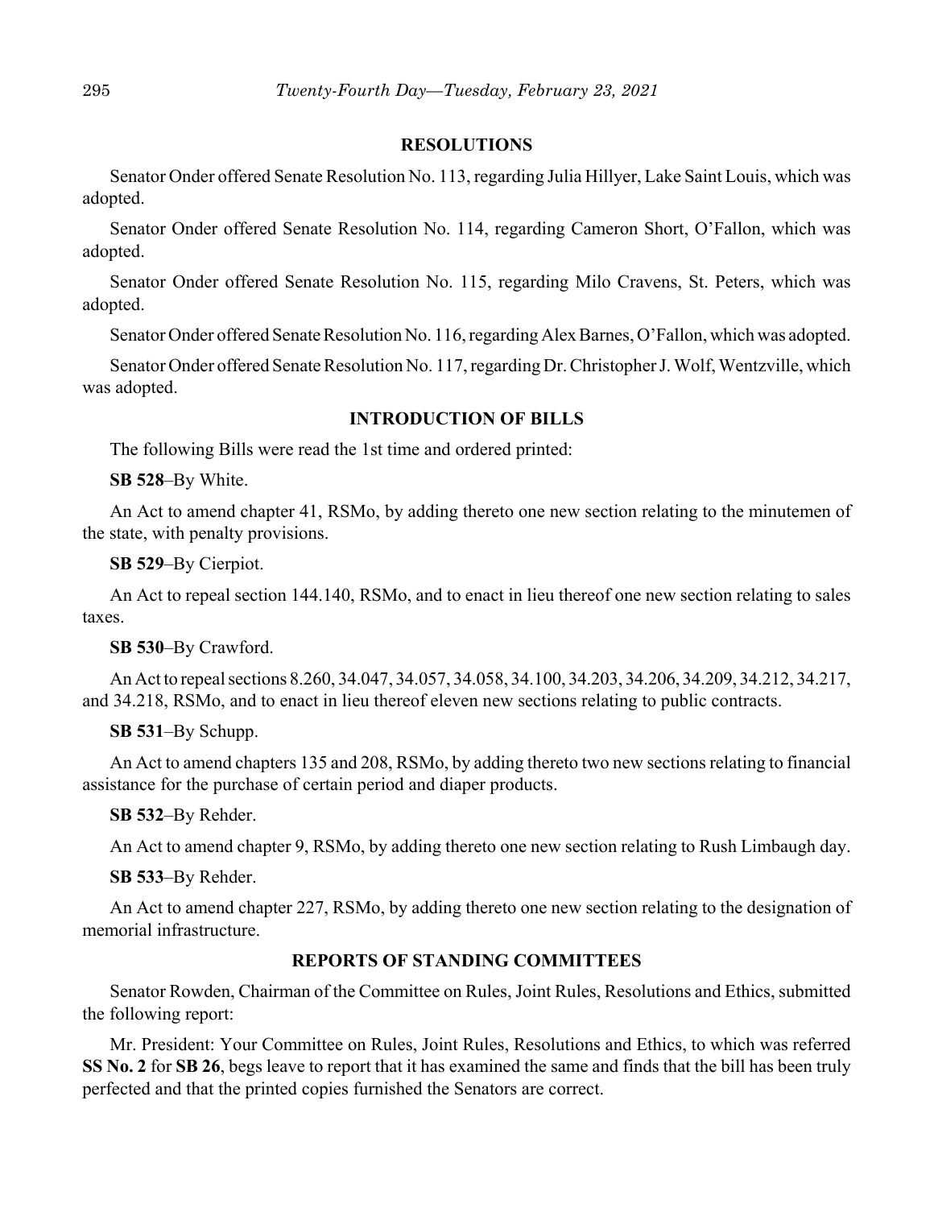## RESOLUTIONS

Senator Onder offered Senate Resolution No. 113, regarding Julia Hillyer, Lake Saint Louis, which was adopted.

Senator Onder offered Senate Resolution No. 114, regarding Cameron Short, O'Fallon, which was adopted.

Senator Onder offered Senate Resolution No. 115, regarding Milo Cravens, St. Peters, which was adopted.

Senator Onder offered Senate Resolution No. 116, regarding Alex Barnes, O'Fallon, which was adopted.

Senator Onder offered Senate Resolution No. 117, regarding Dr. Christopher J. Wolf, Wentzville, which was adopted.

## INTRODUCTION OF BILLS

The following Bills were read the 1st time and ordered printed:

**SB 528**–By White.

An Act to amend chapter 41, RSMo, by adding thereto one new section relating to the minutemen of the state, with penalty provisions.

**SB 529**–By Cierpiot.

An Act to repeal section 144.140, RSMo, and to enact in lieu thereof one new section relating to sales taxes.

**SB 530**–By Crawford.

An Act to repeal sections 8.260, 34.047, 34.057, 34.058, 34.100, 34.203, 34.206, 34.209, 34.212, 34.217, and 34.218, RSMo, and to enact in lieu thereof eleven new sections relating to public contracts.

**SB 531**–By Schupp.

An Act to amend chapters 135 and 208, RSMo, by adding thereto two new sections relating to financial assistance for the purchase of certain period and diaper products.

**SB 532**–By Rehder.

An Act to amend chapter 9, RSMo, by adding thereto one new section relating to Rush Limbaugh day.

**SB 533**–By Rehder.

An Act to amend chapter 227, RSMo, by adding thereto one new section relating to the designation of memorial infrastructure.

## REPORTS OF STANDING COMMITTEES

Senator Rowden, Chairman of the Committee on Rules, Joint Rules, Resolutions and Ethics, submitted the following report:

Mr. President: Your Committee on Rules, Joint Rules, Resolutions and Ethics, to which was referred **SS No. 2** for **SB 26**, begs leave to report that it has examined the same and finds that the bill has been truly perfected and that the printed copies furnished the Senators are correct.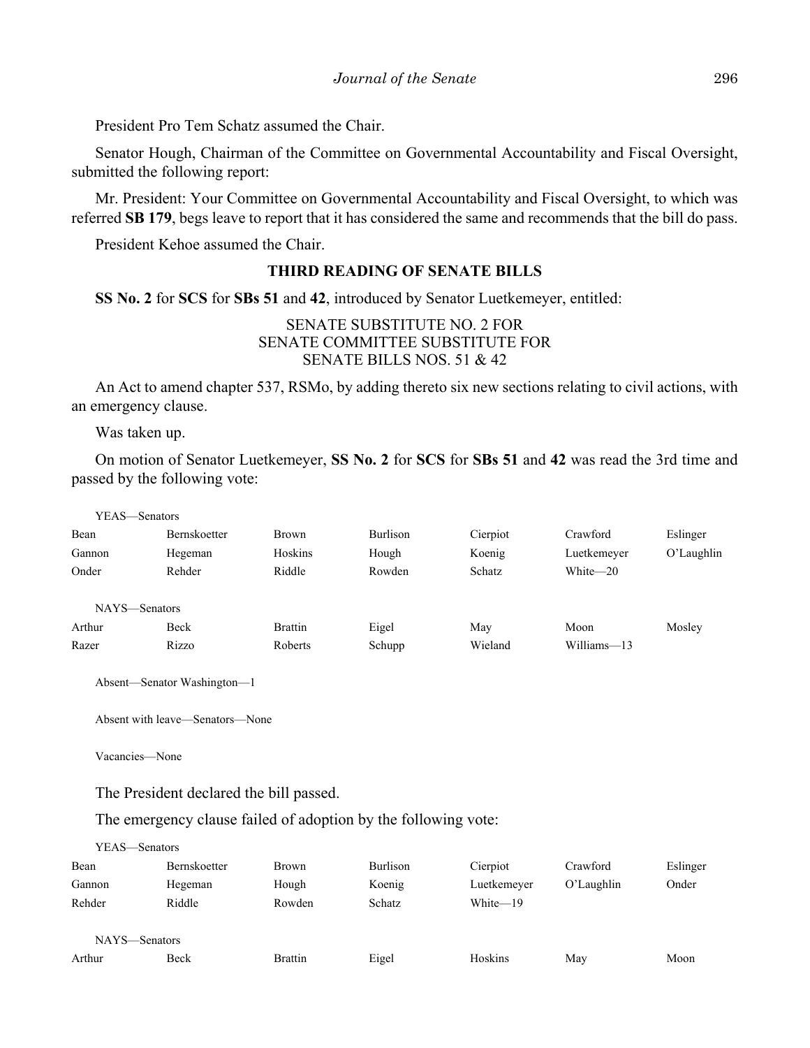President Pro Tem Schatz assumed the Chair.

Senator Hough, Chairman of the Committee on Governmental Accountability and Fiscal Oversight, submitted the following report:

Mr. President: Your Committee on Governmental Accountability and Fiscal Oversight, to which was referred **SB 179**, begs leave to report that it has considered the same and recommends that the bill do pass.

President Kehoe assumed the Chair.

## THIRD READING OF SENATE BILLS

**SS No. 2** for **SCS** for **SBs 51** and **42**, introduced by Senator Luetkemeyer, entitled:

SENATE SUBSTITUTE NO. 2 FOR
SENATE COMMITTEE SUBSTITUTE FOR
SENATE BILLS NOS. 51 & 42

An Act to amend chapter 537, RSMo, by adding thereto six new sections relating to civil actions, with an emergency clause.

Was taken up.

On motion of Senator Luetkemeyer, **SS No. 2** for **SCS** for **SBs 51** and **42** was read the 3rd time and passed by the following vote:

YEAS—Senators

| | | | | | | |
|---|---|---|---|---|---|---|
| Bean | Bernskoetter | Brown | Burlison | Cierpiot | Crawford | Eslinger |
| Gannon | Hegeman | Hoskins | Hough | Koenig | Luetkemeyer | O'Laughlin |
| Onder | Rehder | Riddle | Rowden | Schatz | White—20 | |

NAYS—Senators

| | | | | | | |
|---|---|---|---|---|---|---|
| Arthur | Beck | Brattin | Eigel | May | Moon | Mosley |
| Razer | Rizzo | Roberts | Schupp | Wieland | Williams—13 | |

Absent—Senator Washington—1

Absent with leave—Senators—None

Vacancies—None

The President declared the bill passed.

The emergency clause failed of adoption by the following vote:

YEAS—Senators

| | | | | | | |
|---|---|---|---|---|---|---|
| Bean | Bernskoetter | Brown | Burlison | Cierpiot | Crawford | Eslinger |
| Gannon | Hegeman | Hough | Koenig | Luetkemeyer | O'Laughlin | Onder |
| Rehder | Riddle | Rowden | Schatz | White—19 | | |

NAYS—Senators

| | | | | | | |
|---|---|---|---|---|---|---|
| Arthur | Beck | Brattin | Eigel | Hoskins | May | Moon |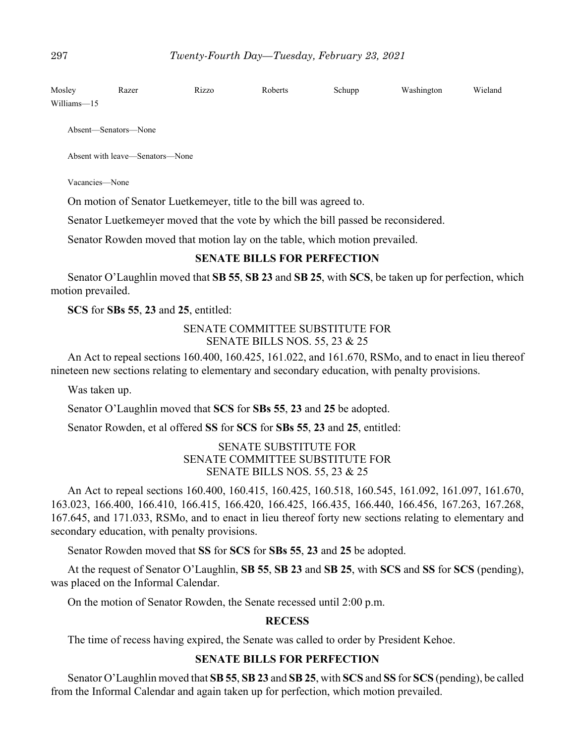| Mosley | Razer | Rizzo | Roberts | Schupp | Washington | Wieland |
|---|---|---|---|---|---|---|
| Williams—15 | | | | | | |

Absent—Senators—None

Absent with leave—Senators—None

Vacancies—None

On motion of Senator Luetkemeyer, title to the bill was agreed to.

Senator Luetkemeyer moved that the vote by which the bill passed be reconsidered.

Senator Rowden moved that motion lay on the table, which motion prevailed.

## SENATE BILLS FOR PERFECTION

Senator O'Laughlin moved that **SB 55**, **SB 23** and **SB 25**, with **SCS**, be taken up for perfection, which motion prevailed.

**SCS** for **SBs 55**, **23** and **25**, entitled:

SENATE COMMITTEE SUBSTITUTE FOR
SENATE BILLS NOS. 55, 23 & 25

An Act to repeal sections 160.400, 160.425, 161.022, and 161.670, RSMo, and to enact in lieu thereof nineteen new sections relating to elementary and secondary education, with penalty provisions.

Was taken up.

Senator O'Laughlin moved that **SCS** for **SBs 55**, **23** and **25** be adopted.

Senator Rowden, et al offered **SS** for **SCS** for **SBs 55**, **23** and **25**, entitled:

SENATE SUBSTITUTE FOR
SENATE COMMITTEE SUBSTITUTE FOR
SENATE BILLS NOS. 55, 23 & 25

An Act to repeal sections 160.400, 160.415, 160.425, 160.518, 160.545, 161.092, 161.097, 161.670, 163.023, 166.400, 166.410, 166.415, 166.420, 166.425, 166.435, 166.440, 166.456, 167.263, 167.268, 167.645, and 171.033, RSMo, and to enact in lieu thereof forty new sections relating to elementary and secondary education, with penalty provisions.

Senator Rowden moved that **SS** for **SCS** for **SBs 55**, **23** and **25** be adopted.

At the request of Senator O'Laughlin, **SB 55**, **SB 23** and **SB 25**, with **SCS** and **SS** for **SCS** (pending), was placed on the Informal Calendar.

On the motion of Senator Rowden, the Senate recessed until 2:00 p.m.

## RECESS

The time of recess having expired, the Senate was called to order by President Kehoe.

## SENATE BILLS FOR PERFECTION

Senator O'Laughlin moved that **SB 55**, **SB 23** and **SB 25**, with **SCS** and **SS** for **SCS** (pending), be called from the Informal Calendar and again taken up for perfection, which motion prevailed.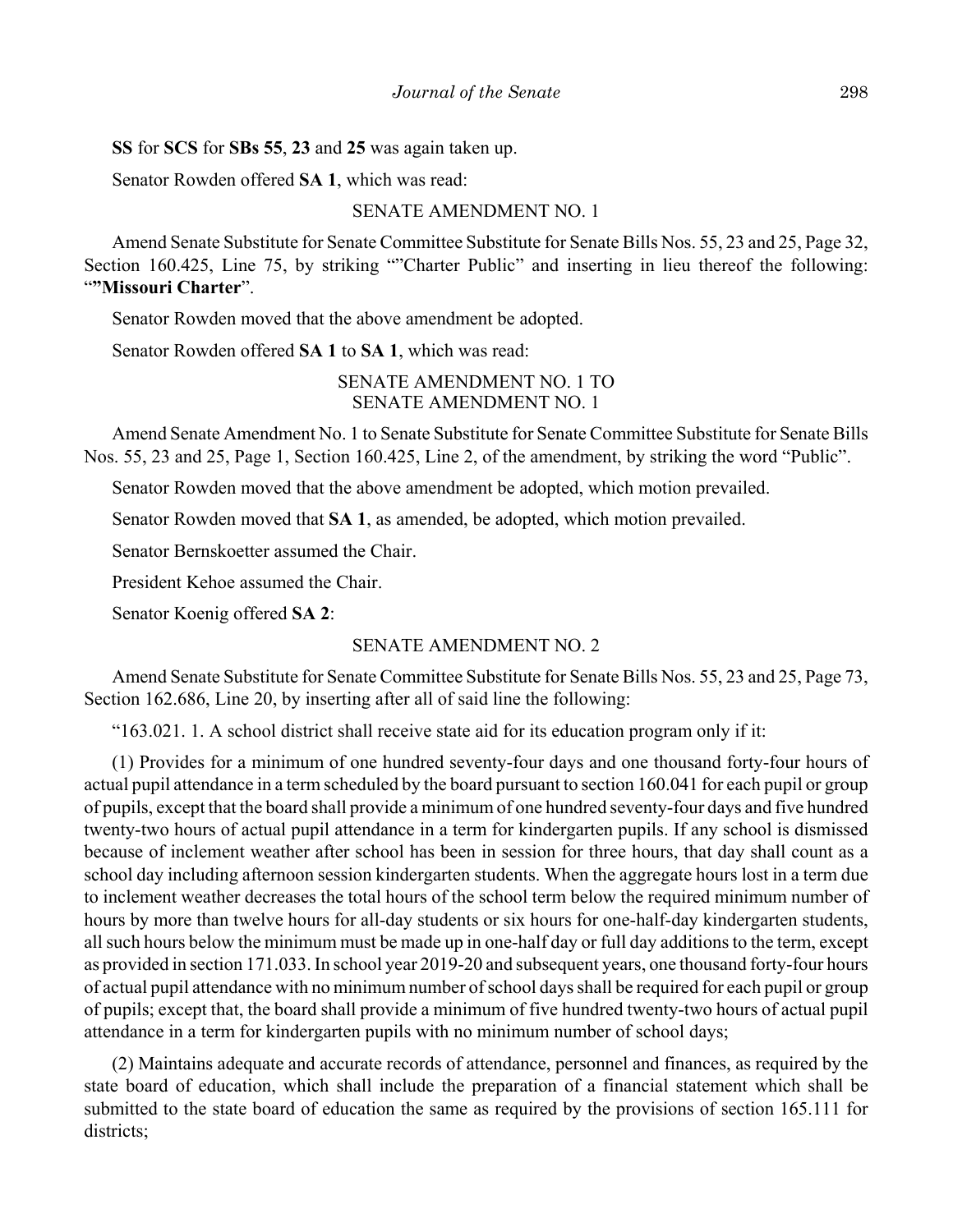**SS** for **SCS** for **SBs 55**, **23** and **25** was again taken up.

Senator Rowden offered **SA 1**, which was read:

SENATE AMENDMENT NO. 1

Amend Senate Substitute for Senate Committee Substitute for Senate Bills Nos. 55, 23 and 25, Page 32, Section 160.425, Line 75, by striking ""Charter Public" and inserting in lieu thereof the following: "**"Missouri Charter**".

Senator Rowden moved that the above amendment be adopted.

Senator Rowden offered **SA 1** to **SA 1**, which was read:

SENATE AMENDMENT NO. 1 TO
SENATE AMENDMENT NO. 1

Amend Senate Amendment No. 1 to Senate Substitute for Senate Committee Substitute for Senate Bills Nos. 55, 23 and 25, Page 1, Section 160.425, Line 2, of the amendment, by striking the word "Public".

Senator Rowden moved that the above amendment be adopted, which motion prevailed.

Senator Rowden moved that **SA 1**, as amended, be adopted, which motion prevailed.

Senator Bernskoetter assumed the Chair.

President Kehoe assumed the Chair.

Senator Koenig offered **SA 2**:

SENATE AMENDMENT NO. 2

Amend Senate Substitute for Senate Committee Substitute for Senate Bills Nos. 55, 23 and 25, Page 73, Section 162.686, Line 20, by inserting after all of said line the following:

"163.021. 1. A school district shall receive state aid for its education program only if it:

(1) Provides for a minimum of one hundred seventy-four days and one thousand forty-four hours of actual pupil attendance in a term scheduled by the board pursuant to section 160.041 for each pupil or group of pupils, except that the board shall provide a minimum of one hundred seventy-four days and five hundred twenty-two hours of actual pupil attendance in a term for kindergarten pupils. If any school is dismissed because of inclement weather after school has been in session for three hours, that day shall count as a school day including afternoon session kindergarten students. When the aggregate hours lost in a term due to inclement weather decreases the total hours of the school term below the required minimum number of hours by more than twelve hours for all-day students or six hours for one-half-day kindergarten students, all such hours below the minimum must be made up in one-half day or full day additions to the term, except as provided in section 171.033. In school year 2019-20 and subsequent years, one thousand forty-four hours of actual pupil attendance with no minimum number of school days shall be required for each pupil or group of pupils; except that, the board shall provide a minimum of five hundred twenty-two hours of actual pupil attendance in a term for kindergarten pupils with no minimum number of school days;

(2) Maintains adequate and accurate records of attendance, personnel and finances, as required by the state board of education, which shall include the preparation of a financial statement which shall be submitted to the state board of education the same as required by the provisions of section 165.111 for districts;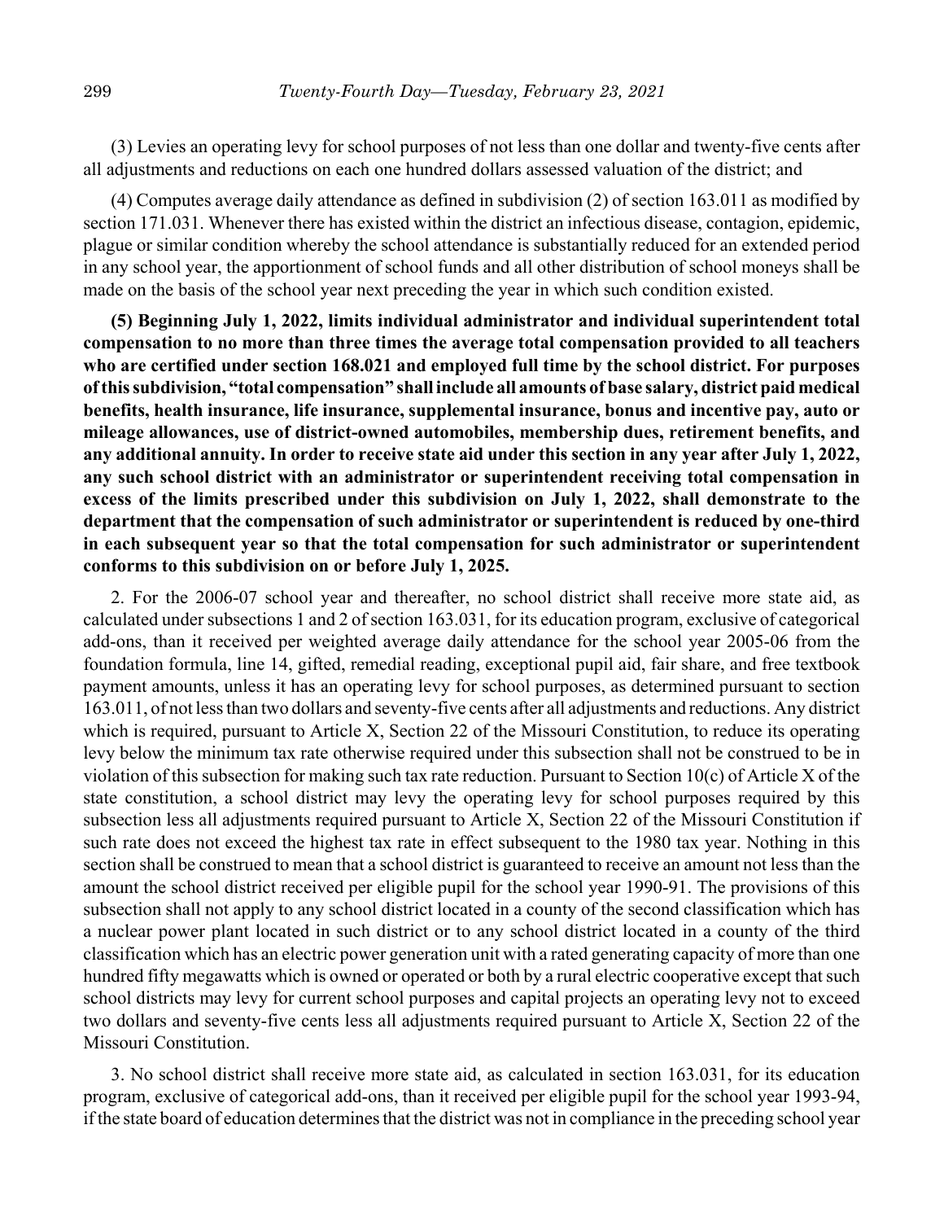(3) Levies an operating levy for school purposes of not less than one dollar and twenty-five cents after all adjustments and reductions on each one hundred dollars assessed valuation of the district; and

(4) Computes average daily attendance as defined in subdivision (2) of section 163.011 as modified by section 171.031. Whenever there has existed within the district an infectious disease, contagion, epidemic, plague or similar condition whereby the school attendance is substantially reduced for an extended period in any school year, the apportionment of school funds and all other distribution of school moneys shall be made on the basis of the school year next preceding the year in which such condition existed.

**(5) Beginning July 1, 2022, limits individual administrator and individual superintendent total compensation to no more than three times the average total compensation provided to all teachers who are certified under section 168.021 and employed full time by the school district. For purposes of this subdivision, "total compensation" shall include all amounts of base salary, district paid medical benefits, health insurance, life insurance, supplemental insurance, bonus and incentive pay, auto or mileage allowances, use of district-owned automobiles, membership dues, retirement benefits, and any additional annuity. In order to receive state aid under this section in any year after July 1, 2022, any such school district with an administrator or superintendent receiving total compensation in excess of the limits prescribed under this subdivision on July 1, 2022, shall demonstrate to the department that the compensation of such administrator or superintendent is reduced by one-third in each subsequent year so that the total compensation for such administrator or superintendent conforms to this subdivision on or before July 1, 2025.**

2. For the 2006-07 school year and thereafter, no school district shall receive more state aid, as calculated under subsections 1 and 2 of section 163.031, for its education program, exclusive of categorical add-ons, than it received per weighted average daily attendance for the school year 2005-06 from the foundation formula, line 14, gifted, remedial reading, exceptional pupil aid, fair share, and free textbook payment amounts, unless it has an operating levy for school purposes, as determined pursuant to section 163.011, of not less than two dollars and seventy-five cents after all adjustments and reductions. Any district which is required, pursuant to Article X, Section 22 of the Missouri Constitution, to reduce its operating levy below the minimum tax rate otherwise required under this subsection shall not be construed to be in violation of this subsection for making such tax rate reduction. Pursuant to Section 10(c) of Article X of the state constitution, a school district may levy the operating levy for school purposes required by this subsection less all adjustments required pursuant to Article X, Section 22 of the Missouri Constitution if such rate does not exceed the highest tax rate in effect subsequent to the 1980 tax year. Nothing in this section shall be construed to mean that a school district is guaranteed to receive an amount not less than the amount the school district received per eligible pupil for the school year 1990-91. The provisions of this subsection shall not apply to any school district located in a county of the second classification which has a nuclear power plant located in such district or to any school district located in a county of the third classification which has an electric power generation unit with a rated generating capacity of more than one hundred fifty megawatts which is owned or operated or both by a rural electric cooperative except that such school districts may levy for current school purposes and capital projects an operating levy not to exceed two dollars and seventy-five cents less all adjustments required pursuant to Article X, Section 22 of the Missouri Constitution.

3. No school district shall receive more state aid, as calculated in section 163.031, for its education program, exclusive of categorical add-ons, than it received per eligible pupil for the school year 1993-94, if the state board of education determines that the district was not in compliance in the preceding school year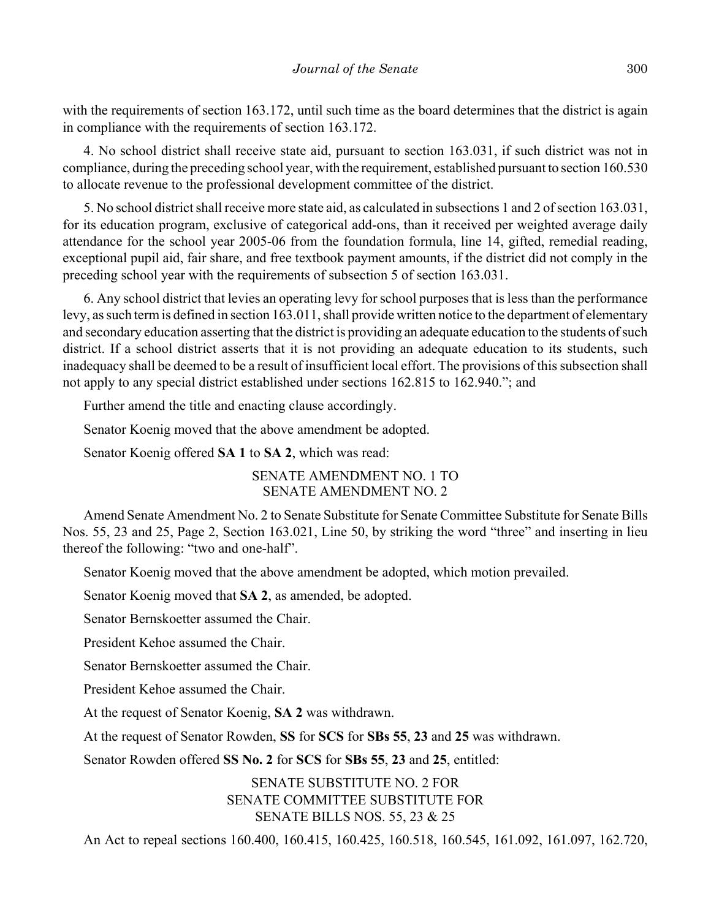with the requirements of section 163.172, until such time as the board determines that the district is again in compliance with the requirements of section 163.172.

4. No school district shall receive state aid, pursuant to section 163.031, if such district was not in compliance, during the preceding school year, with the requirement, established pursuant to section 160.530 to allocate revenue to the professional development committee of the district.

5. No school district shall receive more state aid, as calculated in subsections 1 and 2 of section 163.031, for its education program, exclusive of categorical add-ons, than it received per weighted average daily attendance for the school year 2005-06 from the foundation formula, line 14, gifted, remedial reading, exceptional pupil aid, fair share, and free textbook payment amounts, if the district did not comply in the preceding school year with the requirements of subsection 5 of section 163.031.

6. Any school district that levies an operating levy for school purposes that is less than the performance levy, as such term is defined in section 163.011, shall provide written notice to the department of elementary and secondary education asserting that the district is providing an adequate education to the students of such district. If a school district asserts that it is not providing an adequate education to its students, such inadequacy shall be deemed to be a result of insufficient local effort. The provisions of this subsection shall not apply to any special district established under sections 162.815 to 162.940."; and

Further amend the title and enacting clause accordingly.

Senator Koenig moved that the above amendment be adopted.

Senator Koenig offered **SA 1** to **SA 2**, which was read:

SENATE AMENDMENT NO. 1 TO
SENATE AMENDMENT NO. 2

Amend Senate Amendment No. 2 to Senate Substitute for Senate Committee Substitute for Senate Bills Nos. 55, 23 and 25, Page 2, Section 163.021, Line 50, by striking the word "three" and inserting in lieu thereof the following: "two and one-half".

Senator Koenig moved that the above amendment be adopted, which motion prevailed.

Senator Koenig moved that **SA 2**, as amended, be adopted.

Senator Bernskoetter assumed the Chair.

President Kehoe assumed the Chair.

Senator Bernskoetter assumed the Chair.

President Kehoe assumed the Chair.

At the request of Senator Koenig, **SA 2** was withdrawn.

At the request of Senator Rowden, **SS** for **SCS** for **SBs 55**, **23** and **25** was withdrawn.

Senator Rowden offered **SS No. 2** for **SCS** for **SBs 55**, **23** and **25**, entitled:

SENATE SUBSTITUTE NO. 2 FOR
SENATE COMMITTEE SUBSTITUTE FOR
SENATE BILLS NOS. 55, 23 & 25

An Act to repeal sections 160.400, 160.415, 160.425, 160.518, 160.545, 161.092, 161.097, 162.720,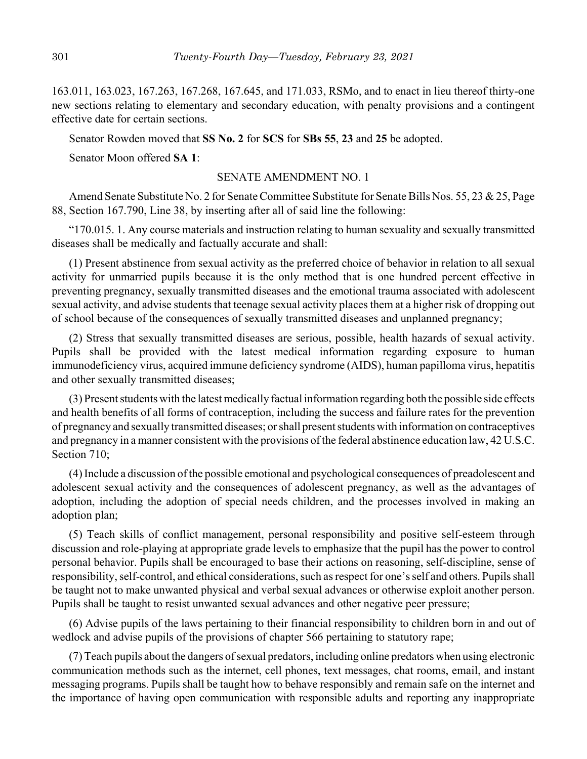163.011, 163.023, 167.263, 167.268, 167.645, and 171.033, RSMo, and to enact in lieu thereof thirty-one new sections relating to elementary and secondary education, with penalty provisions and a contingent effective date for certain sections.

Senator Rowden moved that **SS No. 2** for **SCS** for **SBs 55**, **23** and **25** be adopted.

Senator Moon offered **SA 1**:

SENATE AMENDMENT NO. 1

Amend Senate Substitute No. 2 for Senate Committee Substitute for Senate Bills Nos. 55, 23 & 25, Page 88, Section 167.790, Line 38, by inserting after all of said line the following:

"170.015. 1. Any course materials and instruction relating to human sexuality and sexually transmitted diseases shall be medically and factually accurate and shall:

(1) Present abstinence from sexual activity as the preferred choice of behavior in relation to all sexual activity for unmarried pupils because it is the only method that is one hundred percent effective in preventing pregnancy, sexually transmitted diseases and the emotional trauma associated with adolescent sexual activity, and advise students that teenage sexual activity places them at a higher risk of dropping out of school because of the consequences of sexually transmitted diseases and unplanned pregnancy;

(2) Stress that sexually transmitted diseases are serious, possible, health hazards of sexual activity. Pupils shall be provided with the latest medical information regarding exposure to human immunodeficiency virus, acquired immune deficiency syndrome (AIDS), human papilloma virus, hepatitis and other sexually transmitted diseases;

(3) Present students with the latest medically factual information regarding both the possible side effects and health benefits of all forms of contraception, including the success and failure rates for the prevention of pregnancy and sexually transmitted diseases; or shall present students with information on contraceptives and pregnancy in a manner consistent with the provisions of the federal abstinence education law, 42 U.S.C. Section 710;

(4) Include a discussion of the possible emotional and psychological consequences of preadolescent and adolescent sexual activity and the consequences of adolescent pregnancy, as well as the advantages of adoption, including the adoption of special needs children, and the processes involved in making an adoption plan;

(5) Teach skills of conflict management, personal responsibility and positive self-esteem through discussion and role-playing at appropriate grade levels to emphasize that the pupil has the power to control personal behavior. Pupils shall be encouraged to base their actions on reasoning, self-discipline, sense of responsibility, self-control, and ethical considerations, such as respect for one's self and others. Pupils shall be taught not to make unwanted physical and verbal sexual advances or otherwise exploit another person. Pupils shall be taught to resist unwanted sexual advances and other negative peer pressure;

(6) Advise pupils of the laws pertaining to their financial responsibility to children born in and out of wedlock and advise pupils of the provisions of chapter 566 pertaining to statutory rape;

(7) Teach pupils about the dangers of sexual predators, including online predators when using electronic communication methods such as the internet, cell phones, text messages, chat rooms, email, and instant messaging programs. Pupils shall be taught how to behave responsibly and remain safe on the internet and the importance of having open communication with responsible adults and reporting any inappropriate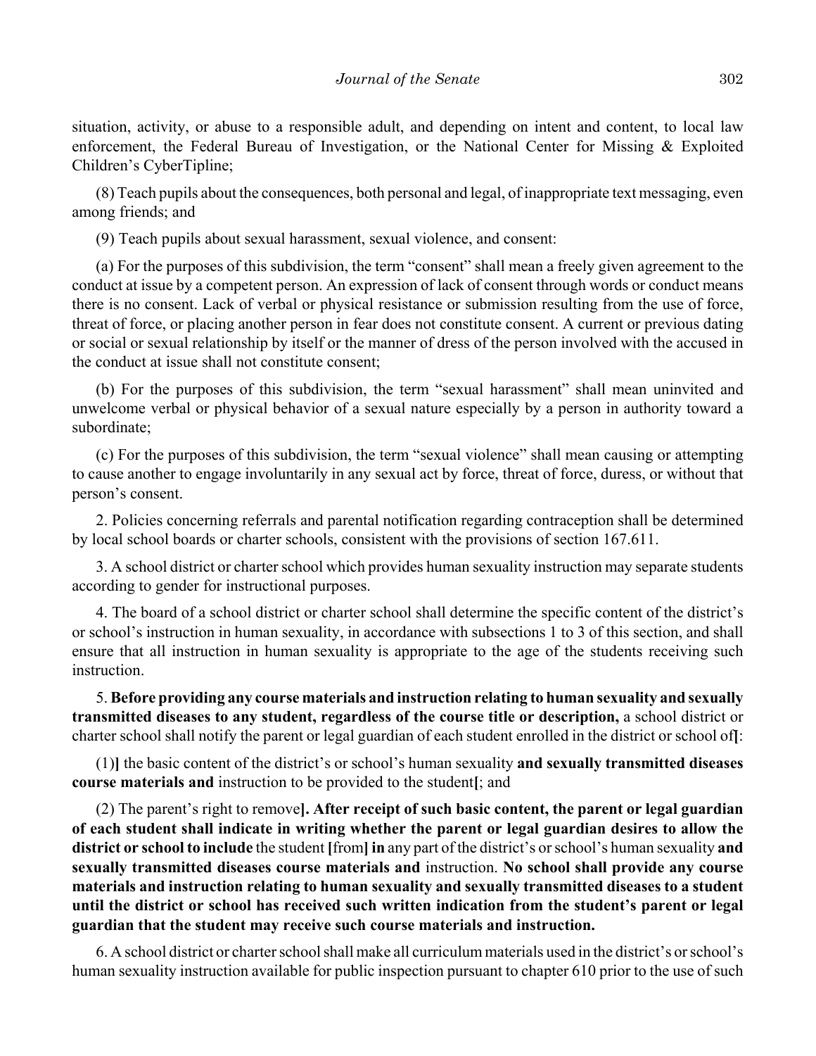situation, activity, or abuse to a responsible adult, and depending on intent and content, to local law enforcement, the Federal Bureau of Investigation, or the National Center for Missing & Exploited Children's CyberTipline;

(8) Teach pupils about the consequences, both personal and legal, of inappropriate text messaging, even among friends; and

(9) Teach pupils about sexual harassment, sexual violence, and consent:

(a) For the purposes of this subdivision, the term "consent" shall mean a freely given agreement to the conduct at issue by a competent person. An expression of lack of consent through words or conduct means there is no consent. Lack of verbal or physical resistance or submission resulting from the use of force, threat of force, or placing another person in fear does not constitute consent. A current or previous dating or social or sexual relationship by itself or the manner of dress of the person involved with the accused in the conduct at issue shall not constitute consent;

(b) For the purposes of this subdivision, the term "sexual harassment" shall mean uninvited and unwelcome verbal or physical behavior of a sexual nature especially by a person in authority toward a subordinate;

(c) For the purposes of this subdivision, the term "sexual violence" shall mean causing or attempting to cause another to engage involuntarily in any sexual act by force, threat of force, duress, or without that person's consent.

2. Policies concerning referrals and parental notification regarding contraception shall be determined by local school boards or charter schools, consistent with the provisions of section 167.611.

3. A school district or charter school which provides human sexuality instruction may separate students according to gender for instructional purposes.

4. The board of a school district or charter school shall determine the specific content of the district's or school's instruction in human sexuality, in accordance with subsections 1 to 3 of this section, and shall ensure that all instruction in human sexuality is appropriate to the age of the students receiving such instruction.

5. **Before providing any course materials and instruction relating to human sexuality and sexually transmitted diseases to any student, regardless of the course title or description,** a school district or charter school shall notify the parent or legal guardian of each student enrolled in the district or school of**[**:

(1)**]** the basic content of the district's or school's human sexuality **and sexually transmitted diseases course materials and** instruction to be provided to the student**[**; and

(2) The parent's right to remove**]. After receipt of such basic content, the parent or legal guardian of each student shall indicate in writing whether the parent or legal guardian desires to allow the district or school to include** the student **[**from**] in** any part of the district's or school's human sexuality **and sexually transmitted diseases course materials and** instruction. **No school shall provide any course materials and instruction relating to human sexuality and sexually transmitted diseases to a student until the district or school has received such written indication from the student's parent or legal guardian that the student may receive such course materials and instruction.**

6. A school district or charter school shall make all curriculum materials used in the district's or school's human sexuality instruction available for public inspection pursuant to chapter 610 prior to the use of such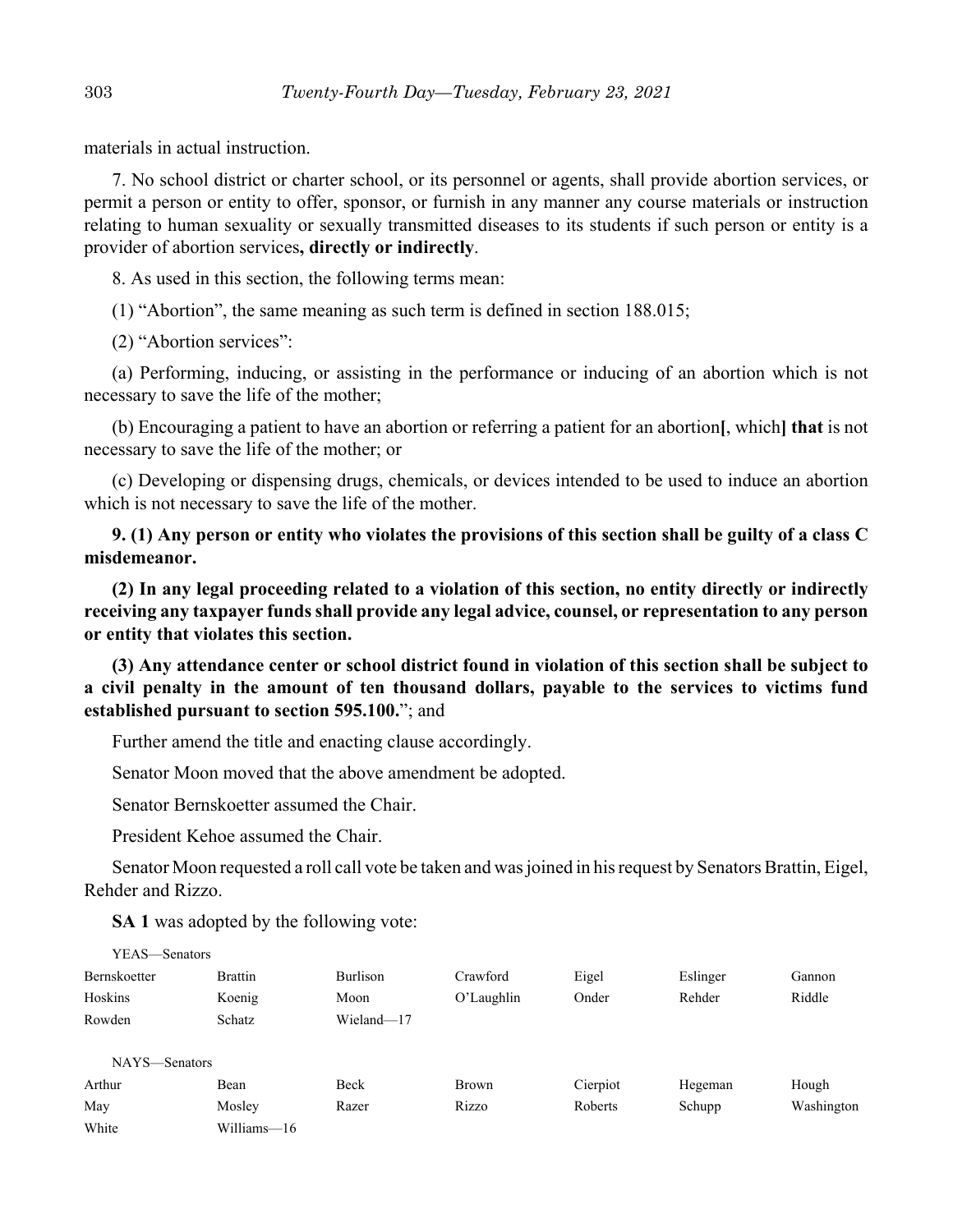materials in actual instruction.

7. No school district or charter school, or its personnel or agents, shall provide abortion services, or permit a person or entity to offer, sponsor, or furnish in any manner any course materials or instruction relating to human sexuality or sexually transmitted diseases to its students if such person or entity is a provider of abortion services**, directly or indirectly**.

8. As used in this section, the following terms mean:

(1) "Abortion", the same meaning as such term is defined in section 188.015;

(2) "Abortion services":

(a) Performing, inducing, or assisting in the performance or inducing of an abortion which is not necessary to save the life of the mother;

(b) Encouraging a patient to have an abortion or referring a patient for an abortion**[**, which**] that** is not necessary to save the life of the mother; or

(c) Developing or dispensing drugs, chemicals, or devices intended to be used to induce an abortion which is not necessary to save the life of the mother.

**9. (1) Any person or entity who violates the provisions of this section shall be guilty of a class C misdemeanor.**

**(2) In any legal proceeding related to a violation of this section, no entity directly or indirectly receiving any taxpayer funds shall provide any legal advice, counsel, or representation to any person or entity that violates this section.**

**(3) Any attendance center or school district found in violation of this section shall be subject to a civil penalty in the amount of ten thousand dollars, payable to the services to victims fund established pursuant to section 595.100.**"; and

Further amend the title and enacting clause accordingly.

Senator Moon moved that the above amendment be adopted.

Senator Bernskoetter assumed the Chair.

President Kehoe assumed the Chair.

Senator Moon requested a roll call vote be taken and was joined in his request by Senators Brattin, Eigel, Rehder and Rizzo.

**SA 1** was adopted by the following vote:

YEAS—Senators

| | | | | | | |
|---|---|---|---|---|---|---|
| Bernskoetter | Brattin | Burlison | Crawford | Eigel | Eslinger | Gannon |
| Hoskins | Koenig | Moon | O'Laughlin | Onder | Rehder | Riddle |
| Rowden | Schatz | Wieland—17 | | | | |

NAYS—Senators

| | | | | | | |
|---|---|---|---|---|---|---|
| Arthur | Bean | Beck | Brown | Cierpiot | Hegeman | Hough |
| May | Mosley | Razer | Rizzo | Roberts | Schupp | Washington |
| White | Williams—16 | | | | | |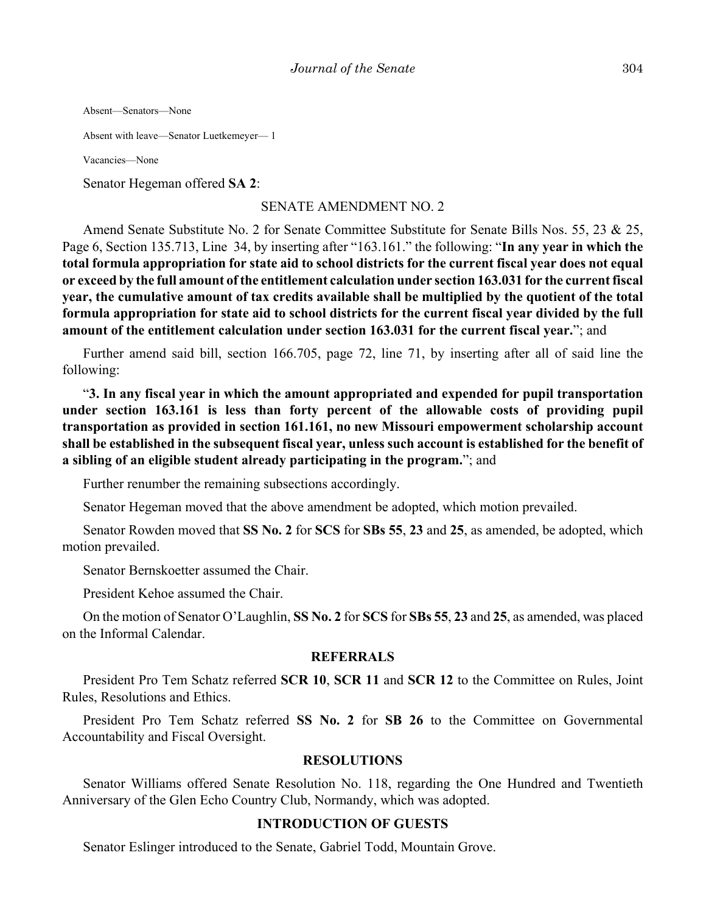Absent—Senators—None

Absent with leave—Senator Luetkemeyer— 1

Vacancies—None

Senator Hegeman offered **SA 2**:

SENATE AMENDMENT NO. 2

Amend Senate Substitute No. 2 for Senate Committee Substitute for Senate Bills Nos. 55, 23 & 25, Page 6, Section 135.713, Line 34, by inserting after "163.161." the following: "**In any year in which the total formula appropriation for state aid to school districts for the current fiscal year does not equal or exceed by the full amount of the entitlement calculation under section 163.031 for the current fiscal year, the cumulative amount of tax credits available shall be multiplied by the quotient of the total formula appropriation for state aid to school districts for the current fiscal year divided by the full amount of the entitlement calculation under section 163.031 for the current fiscal year.**"; and

Further amend said bill, section 166.705, page 72, line 71, by inserting after all of said line the following:

"**3. In any fiscal year in which the amount appropriated and expended for pupil transportation under section 163.161 is less than forty percent of the allowable costs of providing pupil transportation as provided in section 161.161, no new Missouri empowerment scholarship account shall be established in the subsequent fiscal year, unless such account is established for the benefit of a sibling of an eligible student already participating in the program.**"; and

Further renumber the remaining subsections accordingly.

Senator Hegeman moved that the above amendment be adopted, which motion prevailed.

Senator Rowden moved that **SS No. 2** for **SCS** for **SBs 55**, **23** and **25**, as amended, be adopted, which motion prevailed.

Senator Bernskoetter assumed the Chair.

President Kehoe assumed the Chair.

On the motion of Senator O'Laughlin, **SS No. 2** for **SCS** for **SBs 55**, **23** and **25**, as amended, was placed on the Informal Calendar.

**REFERRALS**

President Pro Tem Schatz referred **SCR 10**, **SCR 11** and **SCR 12** to the Committee on Rules, Joint Rules, Resolutions and Ethics.

President Pro Tem Schatz referred **SS No. 2** for **SB 26** to the Committee on Governmental Accountability and Fiscal Oversight.

**RESOLUTIONS**

Senator Williams offered Senate Resolution No. 118, regarding the One Hundred and Twentieth Anniversary of the Glen Echo Country Club, Normandy, which was adopted.

**INTRODUCTION OF GUESTS**

Senator Eslinger introduced to the Senate, Gabriel Todd, Mountain Grove.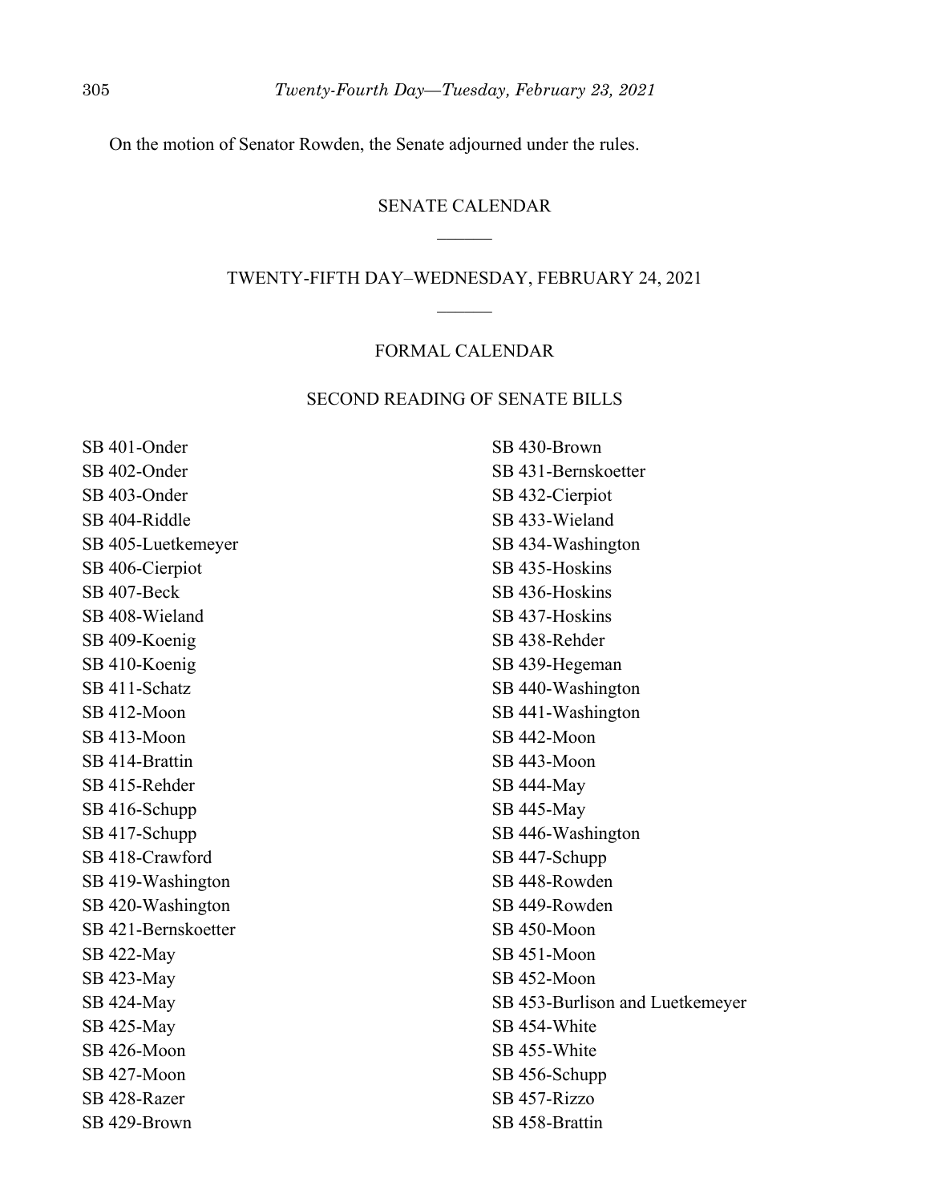On the motion of Senator Rowden, the Senate adjourned under the rules.

## SENATE CALENDAR

## TWENTY-FIFTH DAY–WEDNESDAY, FEBRUARY 24, 2021

### FORMAL CALENDAR

### SECOND READING OF SENATE BILLS

SB 401-Onder
SB 402-Onder
SB 403-Onder
SB 404-Riddle
SB 405-Luetkemeyer
SB 406-Cierpiot
SB 407-Beck
SB 408-Wieland
SB 409-Koenig
SB 410-Koenig
SB 411-Schatz
SB 412-Moon
SB 413-Moon
SB 414-Brattin
SB 415-Rehder
SB 416-Schupp
SB 417-Schupp
SB 418-Crawford
SB 419-Washington
SB 420-Washington
SB 421-Bernskoetter
SB 422-May
SB 423-May
SB 424-May
SB 425-May
SB 426-Moon
SB 427-Moon
SB 428-Razer
SB 429-Brown
SB 430-Brown
SB 431-Bernskoetter
SB 432-Cierpiot
SB 433-Wieland
SB 434-Washington
SB 435-Hoskins
SB 436-Hoskins
SB 437-Hoskins
SB 438-Rehder
SB 439-Hegeman
SB 440-Washington
SB 441-Washington
SB 442-Moon
SB 443-Moon
SB 444-May
SB 445-May
SB 446-Washington
SB 447-Schupp
SB 448-Rowden
SB 449-Rowden
SB 450-Moon
SB 451-Moon
SB 452-Moon
SB 453-Burlison and Luetkemeyer
SB 454-White
SB 455-White
SB 456-Schupp
SB 457-Rizzo
SB 458-Brattin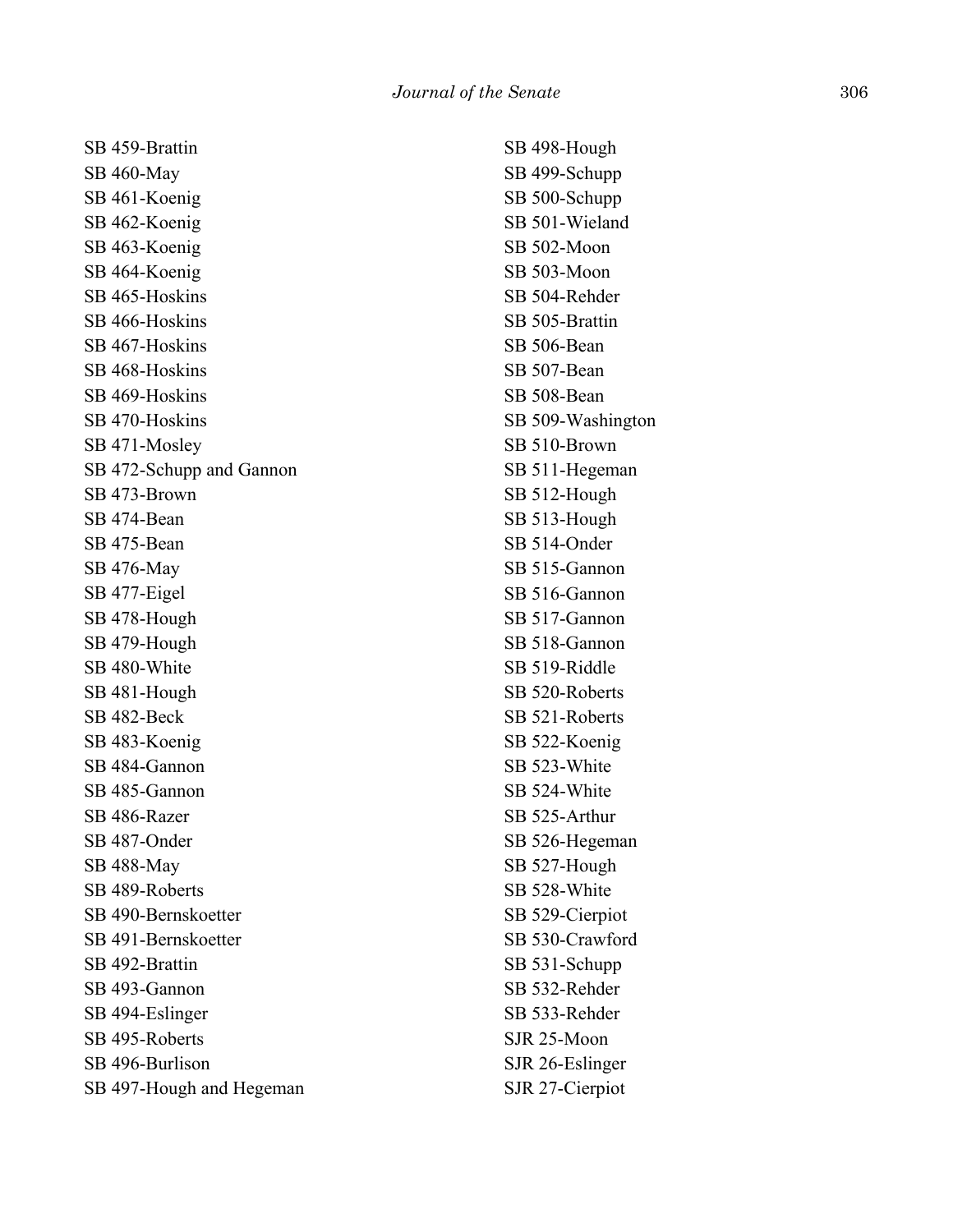SB 459-Brattin
SB 460-May
SB 461-Koenig
SB 462-Koenig
SB 463-Koenig
SB 464-Koenig
SB 465-Hoskins
SB 466-Hoskins
SB 467-Hoskins
SB 468-Hoskins
SB 469-Hoskins
SB 470-Hoskins
SB 471-Mosley
SB 472-Schupp and Gannon
SB 473-Brown
SB 474-Bean
SB 475-Bean
SB 476-May
SB 477-Eigel
SB 478-Hough
SB 479-Hough
SB 480-White
SB 481-Hough
SB 482-Beck
SB 483-Koenig
SB 484-Gannon
SB 485-Gannon
SB 486-Razer
SB 487-Onder
SB 488-May
SB 489-Roberts
SB 490-Bernskoetter
SB 491-Bernskoetter
SB 492-Brattin
SB 493-Gannon
SB 494-Eslinger
SB 495-Roberts
SB 496-Burlison
SB 497-Hough and Hegeman
SB 498-Hough
SB 499-Schupp
SB 500-Schupp
SB 501-Wieland
SB 502-Moon
SB 503-Moon
SB 504-Rehder
SB 505-Brattin
SB 506-Bean
SB 507-Bean
SB 508-Bean
SB 509-Washington
SB 510-Brown
SB 511-Hegeman
SB 512-Hough
SB 513-Hough
SB 514-Onder
SB 515-Gannon
SB 516-Gannon
SB 517-Gannon
SB 518-Gannon
SB 519-Riddle
SB 520-Roberts
SB 521-Roberts
SB 522-Koenig
SB 523-White
SB 524-White
SB 525-Arthur
SB 526-Hegeman
SB 527-Hough
SB 528-White
SB 529-Cierpiot
SB 530-Crawford
SB 531-Schupp
SB 532-Rehder
SB 533-Rehder
SJR 25-Moon
SJR 26-Eslinger
SJR 27-Cierpiot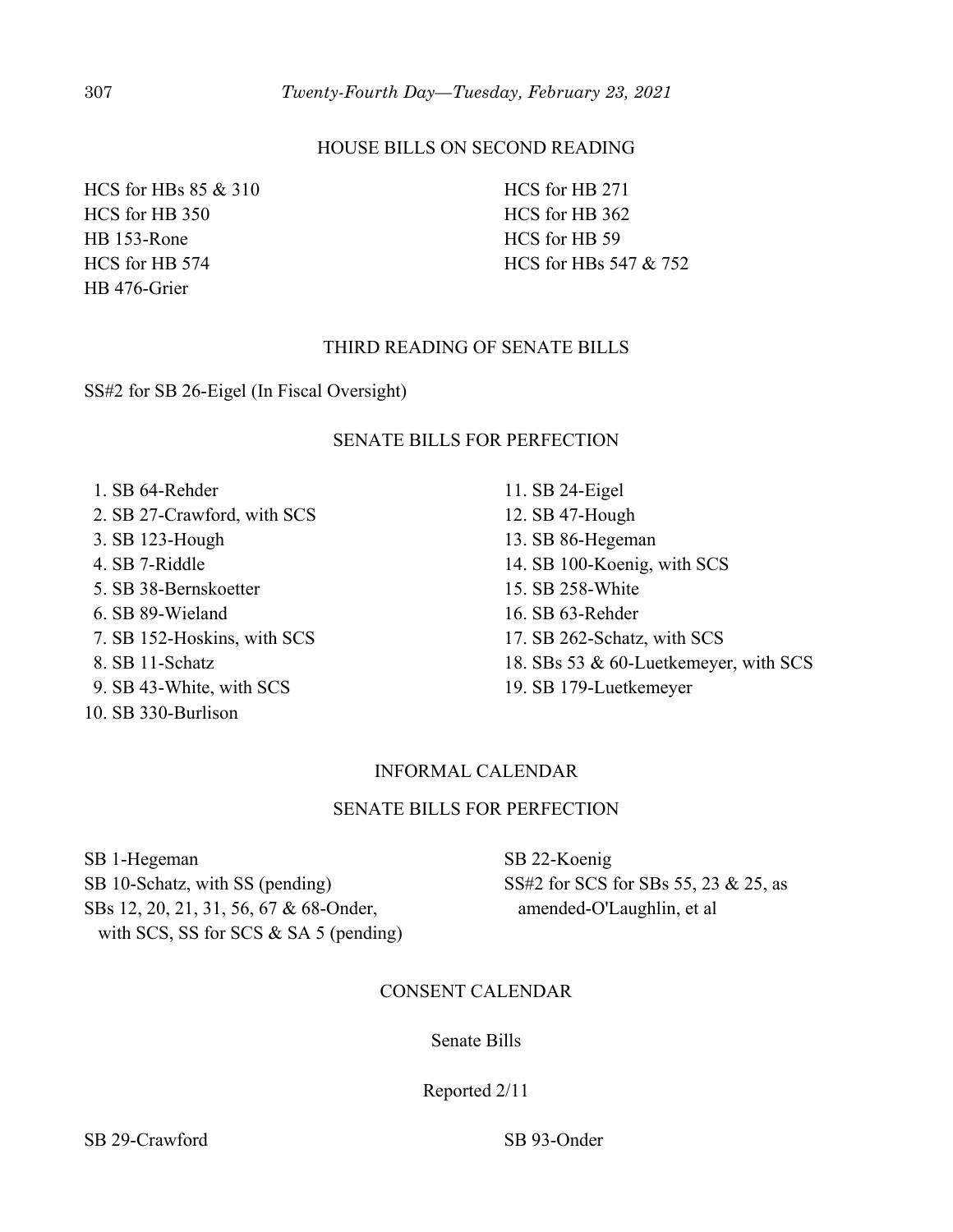## HOUSE BILLS ON SECOND READING

HCS for HBs 85 & 310
HCS for HB 350
HB 153-Rone
HCS for HB 574
HB 476-Grier
HCS for HB 271
HCS for HB 362
HCS for HB 59
HCS for HBs 547 & 752

## THIRD READING OF SENATE BILLS

SS#2 for SB 26-Eigel (In Fiscal Oversight)

## SENATE BILLS FOR PERFECTION

1. SB 64-Rehder
2. SB 27-Crawford, with SCS
3. SB 123-Hough
4. SB 7-Riddle
5. SB 38-Bernskoetter
6. SB 89-Wieland
7. SB 152-Hoskins, with SCS
8. SB 11-Schatz
9. SB 43-White, with SCS
10. SB 330-Burlison
11. SB 24-Eigel
12. SB 47-Hough
13. SB 86-Hegeman
14. SB 100-Koenig, with SCS
15. SB 258-White
16. SB 63-Rehder
17. SB 262-Schatz, with SCS
18. SBs 53 & 60-Luetkemeyer, with SCS
19. SB 179-Luetkemeyer

## INFORMAL CALENDAR

## SENATE BILLS FOR PERFECTION

SB 1-Hegeman
SB 10-Schatz, with SS (pending)
SBs 12, 20, 21, 31, 56, 67 & 68-Onder, with SCS, SS for SCS & SA 5 (pending)
SB 22-Koenig
SS#2 for SCS for SBs 55, 23 & 25, as amended-O'Laughlin, et al

## CONSENT CALENDAR

Senate Bills

Reported 2/11

SB 29-Crawford
SB 93-Onder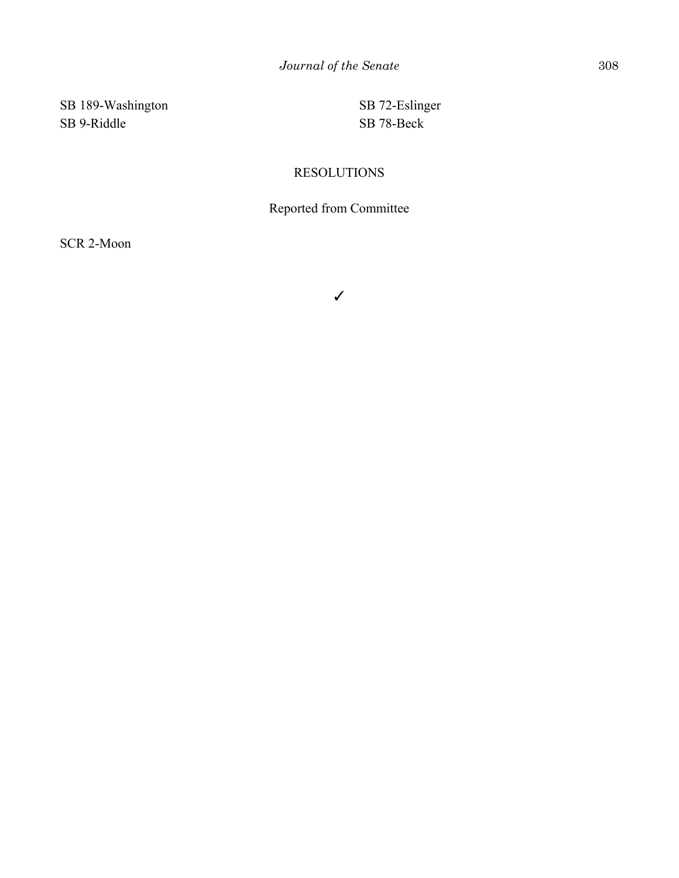SB 189-Washington
SB 9-Riddle
SB 72-Eslinger
SB 78-Beck

RESOLUTIONS

Reported from Committee

SCR 2-Moon

✓